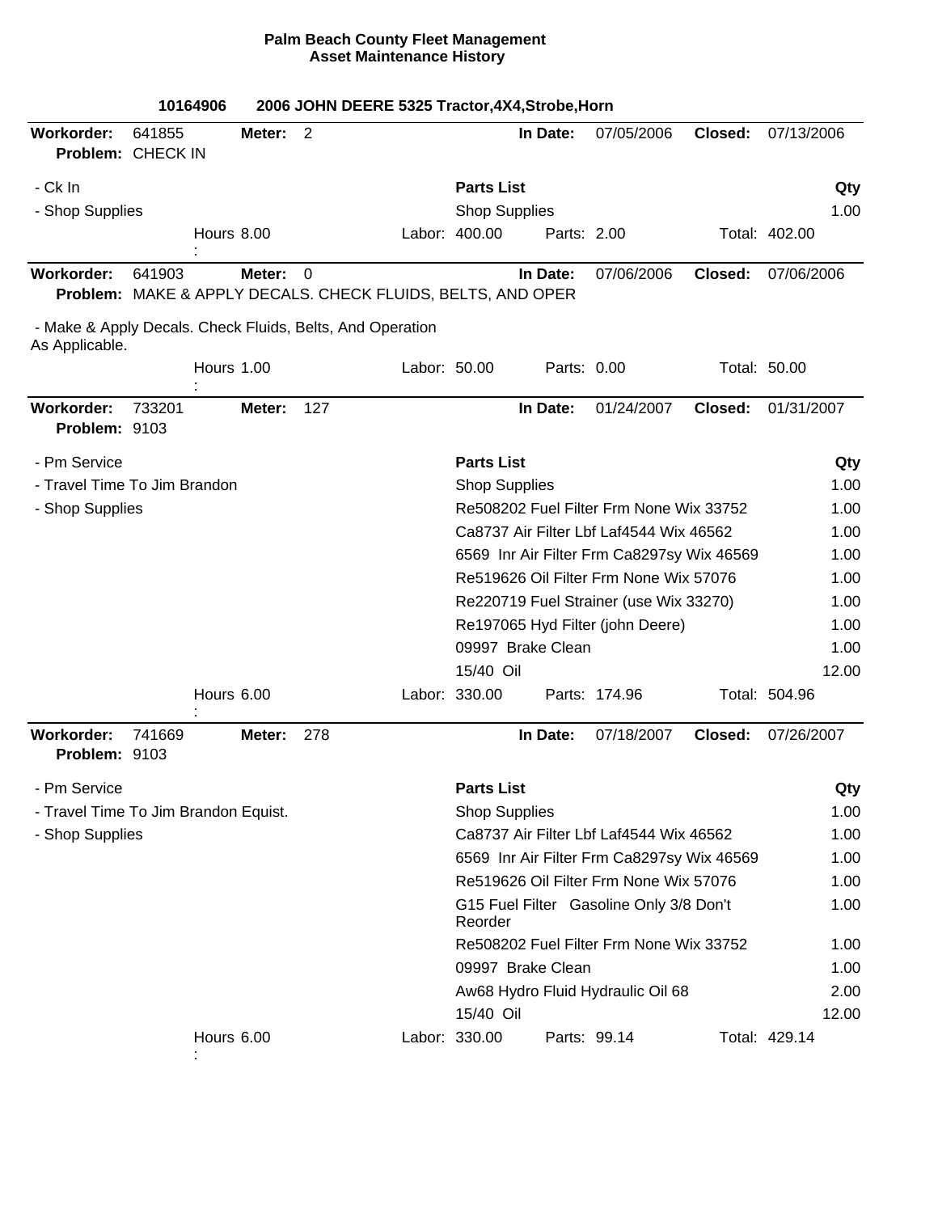# Palm Beach County Fleet Management
## Asset Maintenance History

**10164906** **2006 JOHN DEERE 5325 Tractor,4X4,Strobe,Horn**

---

**Workorder:** 641855 **Meter:** 2 **In Date:** 07/05/2006 **Closed:** 07/13/2006
**Problem:** CHECK IN

- Ck In
- Shop Supplies

| Parts List | Qty |
|---|---|
| Shop Supplies | 1.00 |

Hours: 8.00 Labor: 400.00 Parts: 2.00 Total: 402.00

---

**Workorder:** 641903 **Meter:** 0 **In Date:** 07/06/2006 **Closed:** 07/06/2006
**Problem:** MAKE & APPLY DECALS. CHECK FLUIDS, BELTS, AND OPER

- Make & Apply Decals. Check Fluids, Belts, And Operation As Applicable.

Hours: 1.00 Labor: 50.00 Parts: 0.00 Total: 50.00

---

**Workorder:** 733201 **Meter:** 127 **In Date:** 01/24/2007 **Closed:** 01/31/2007
**Problem:** 9103

- Pm Service
- Travel Time To Jim Brandon
- Shop Supplies

| Parts List | Qty |
|---|---|
| Shop Supplies | 1.00 |
| Re508202 Fuel Filter Frm None Wix 33752 | 1.00 |
| Ca8737 Air Filter Lbf Laf4544 Wix 46562 | 1.00 |
| 6569 Inr Air Filter Frm Ca8297sy Wix 46569 | 1.00 |
| Re519626 Oil Filter Frm None Wix 57076 | 1.00 |
| Re220719 Fuel Strainer (use Wix 33270) | 1.00 |
| Re197065 Hyd Filter (john Deere) | 1.00 |
| 09997 Brake Clean | 1.00 |
| 15/40 Oil | 12.00 |

Hours: 6.00 Labor: 330.00 Parts: 174.96 Total: 504.96

---

**Workorder:** 741669 **Meter:** 278 **In Date:** 07/18/2007 **Closed:** 07/26/2007
**Problem:** 9103

- Pm Service
- Travel Time To Jim Brandon Equist.
- Shop Supplies

| Parts List | Qty |
|---|---|
| Shop Supplies | 1.00 |
| Ca8737 Air Filter Lbf Laf4544 Wix 46562 | 1.00 |
| 6569 Inr Air Filter Frm Ca8297sy Wix 46569 | 1.00 |
| Re519626 Oil Filter Frm None Wix 57076 | 1.00 |
| G15 Fuel Filter Gasoline Only 3/8 Don't Reorder | 1.00 |
| Re508202 Fuel Filter Frm None Wix 33752 | 1.00 |
| 09997 Brake Clean | 1.00 |
| Aw68 Hydro Fluid Hydraulic Oil 68 | 2.00 |
| 15/40 Oil | 12.00 |

Hours: 6.00 Labor: 330.00 Parts: 99.14 Total: 429.14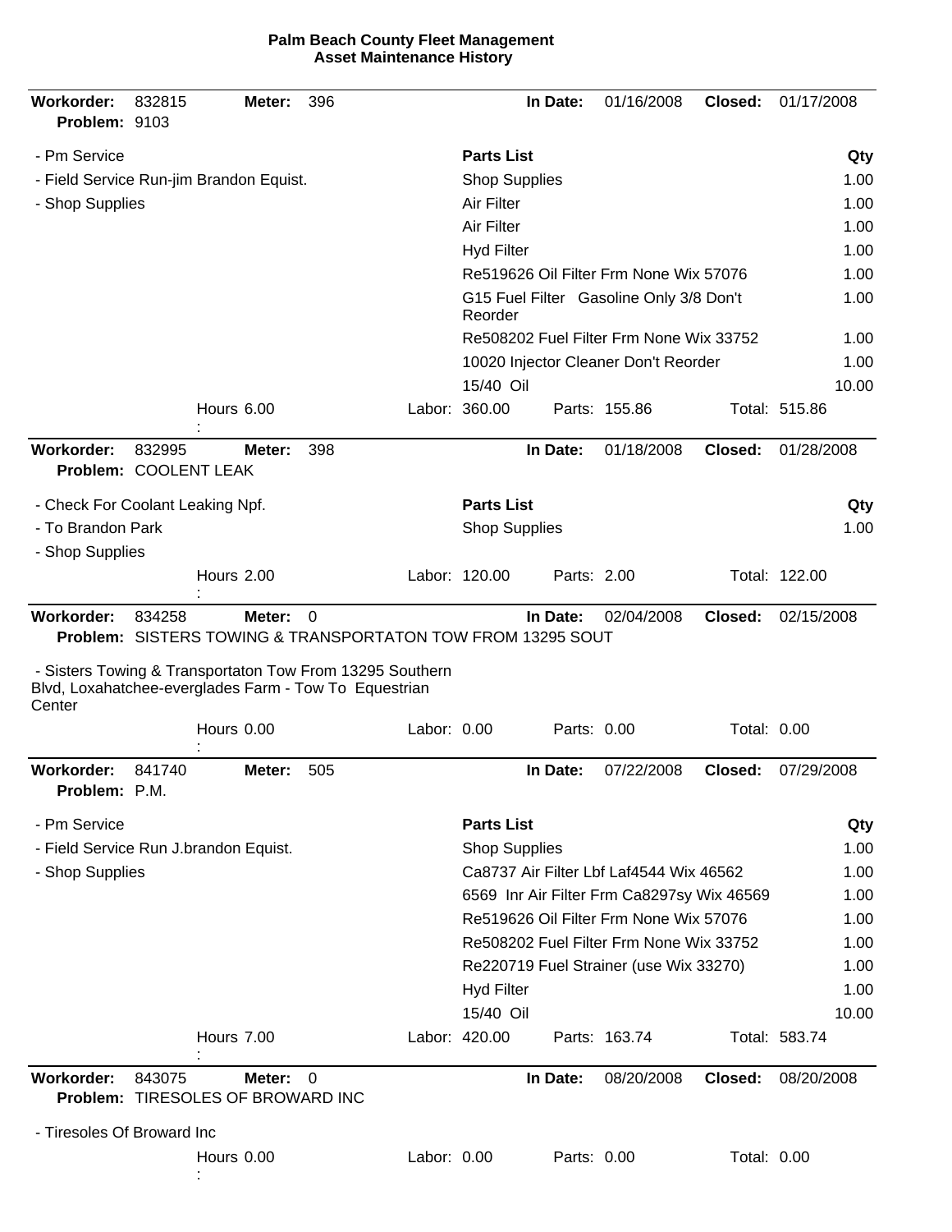**Palm Beach County Fleet Management**
**Asset Maintenance History**

---

**Workorder:** 832815 **Meter:** 396 **In Date:** 01/16/2008 **Closed:** 01/17/2008
**Problem:** 9103

- Pm Service
- Field Service Run-jim Brandon Equist.
- Shop Supplies

| Parts List | Qty |
|---|---|
| Shop Supplies | 1.00 |
| Air Filter | 1.00 |
| Air Filter | 1.00 |
| Hyd Filter | 1.00 |
| Re519626 Oil Filter Frm None Wix 57076 | 1.00 |
| G15 Fuel Filter Gasoline Only 3/8 Don't Reorder | 1.00 |
| Re508202 Fuel Filter Frm None Wix 33752 | 1.00 |
| 10020 Injector Cleaner Don't Reorder | 1.00 |
| 15/40 Oil | 10.00 |

Hours: 6.00 Labor: 360.00 Parts: 155.86 Total: 515.86

---

**Workorder:** 832995 **Meter:** 398 **In Date:** 01/18/2008 **Closed:** 01/28/2008
**Problem:** COOLENT LEAK

- Check For Coolant Leaking Npf.
- To Brandon Park
- Shop Supplies

| Parts List | Qty |
|---|---|
| Shop Supplies | 1.00 |

Hours: 2.00 Labor: 120.00 Parts: 2.00 Total: 122.00

---

**Workorder:** 834258 **Meter:** 0 **In Date:** 02/04/2008 **Closed:** 02/15/2008
**Problem:** SISTERS TOWING & TRANSPORTATON TOW FROM 13295 SOUT

- Sisters Towing & Transportaton Tow From 13295 Southern Blvd, Loxahatchee-everglades Farm - Tow To Equestrian Center

Hours: 0.00 Labor: 0.00 Parts: 0.00 Total: 0.00

---

**Workorder:** 841740 **Meter:** 505 **In Date:** 07/22/2008 **Closed:** 07/29/2008
**Problem:** P.M.

- Pm Service
- Field Service Run J.brandon Equist.
- Shop Supplies

| Parts List | Qty |
|---|---|
| Shop Supplies | 1.00 |
| Ca8737 Air Filter Lbf Laf4544 Wix 46562 | 1.00 |
| 6569 Inr Air Filter Frm Ca8297sy Wix 46569 | 1.00 |
| Re519626 Oil Filter Frm None Wix 57076 | 1.00 |
| Re508202 Fuel Filter Frm None Wix 33752 | 1.00 |
| Re220719 Fuel Strainer (use Wix 33270) | 1.00 |
| Hyd Filter | 1.00 |
| 15/40 Oil | 10.00 |

Hours: 7.00 Labor: 420.00 Parts: 163.74 Total: 583.74

---

**Workorder:** 843075 **Meter:** 0 **In Date:** 08/20/2008 **Closed:** 08/20/2008
**Problem:** TIRESOLES OF BROWARD INC

- Tiresoles Of Broward Inc

Hours: 0.00 Labor: 0.00 Parts: 0.00 Total: 0.00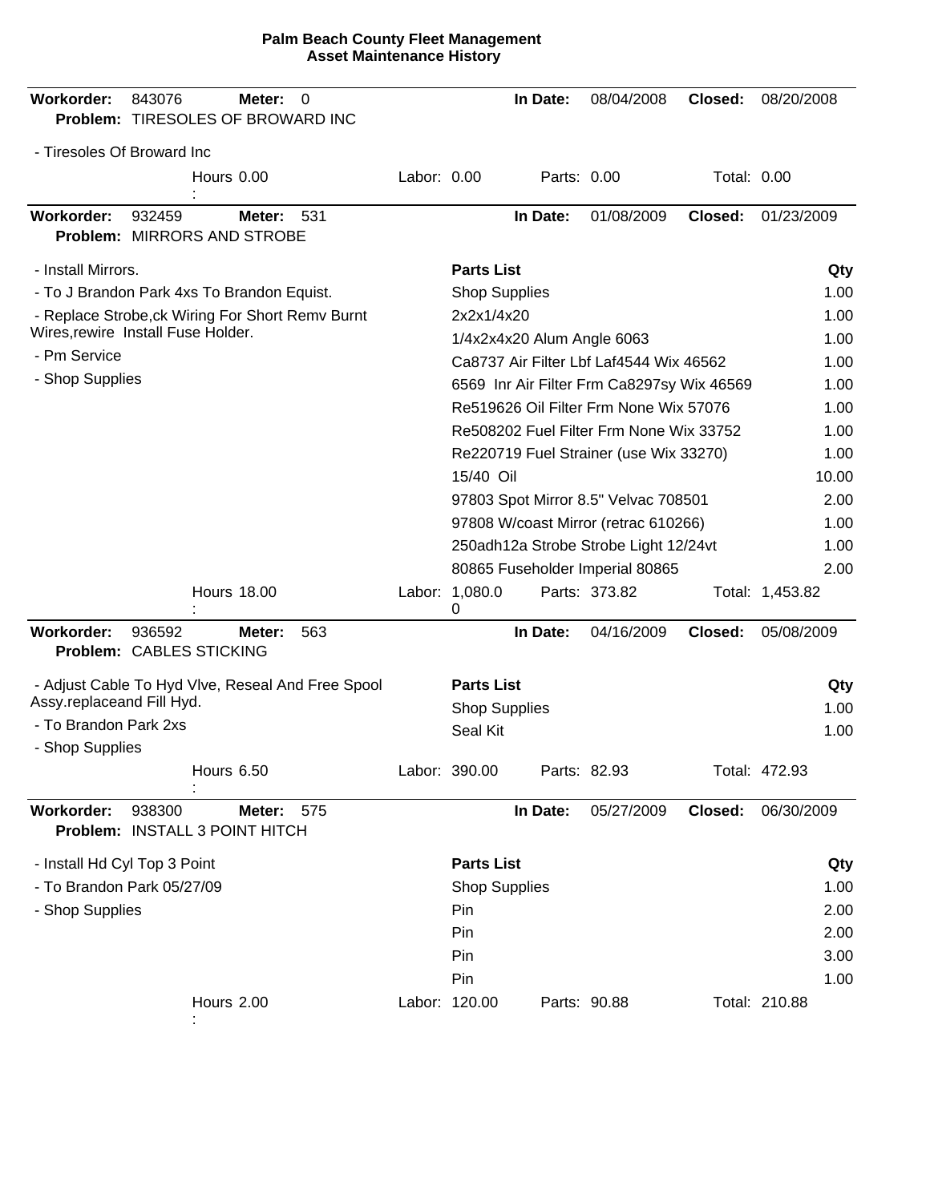**Palm Beach County Fleet Management**
**Asset Maintenance History**

---

**Workorder:** 843076 **Meter:** 0 **In Date:** 08/04/2008 **Closed:** 08/20/2008
**Problem:** TIRESOLES OF BROWARD INC

- Tiresoles Of Broward Inc

Hours: 0.00 Labor: 0.00 Parts: 0.00 Total: 0.00

---

**Workorder:** 932459 **Meter:** 531 **In Date:** 01/08/2009 **Closed:** 01/23/2009
**Problem:** MIRRORS AND STROBE

- Install Mirrors.
- To J Brandon Park 4xs To Brandon Equist.
- Replace Strobe,ck Wiring For Short Remv Burnt Wires,rewire Install Fuse Holder.
- Pm Service
- Shop Supplies

| Parts List | Qty |
|---|---|
| Shop Supplies | 1.00 |
| 2x2x1/4x20 | 1.00 |
| 1/4x2x4x20 Alum Angle 6063 | 1.00 |
| Ca8737 Air Filter Lbf Laf4544 Wix 46562 | 1.00 |
| 6569 Inr Air Filter Frm Ca8297sy Wix 46569 | 1.00 |
| Re519626 Oil Filter Frm None Wix 57076 | 1.00 |
| Re508202 Fuel Filter Frm None Wix 33752 | 1.00 |
| Re220719 Fuel Strainer (use Wix 33270) | 1.00 |
| 15/40 Oil | 10.00 |
| 97803 Spot Mirror 8.5" Velvac 708501 | 2.00 |
| 97808 W/coast Mirror (retrac 610266) | 1.00 |
| 250adh12a Strobe Strobe Light 12/24vt | 1.00 |
| 80865 Fuseholder Imperial 80865 | 2.00 |

Hours: 18.00 Labor: 1,080.00 Parts: 373.82 Total: 1,453.82

---

**Workorder:** 936592 **Meter:** 563 **In Date:** 04/16/2009 **Closed:** 05/08/2009
**Problem:** CABLES STICKING

- Adjust Cable To Hyd Vlve, Reseal And Free Spool Assy.replaceand Fill Hyd.
- To Brandon Park 2xs
- Shop Supplies

| Parts List | Qty |
|---|---|
| Shop Supplies | 1.00 |
| Seal Kit | 1.00 |

Hours: 6.50 Labor: 390.00 Parts: 82.93 Total: 472.93

---

**Workorder:** 938300 **Meter:** 575 **In Date:** 05/27/2009 **Closed:** 06/30/2009
**Problem:** INSTALL 3 POINT HITCH

- Install Hd Cyl Top 3 Point
- To Brandon Park 05/27/09
- Shop Supplies

| Parts List | Qty |
|---|---|
| Shop Supplies | 1.00 |
| Pin | 2.00 |
| Pin | 2.00 |
| Pin | 3.00 |
| Pin | 1.00 |

Hours: 2.00 Labor: 120.00 Parts: 90.88 Total: 210.88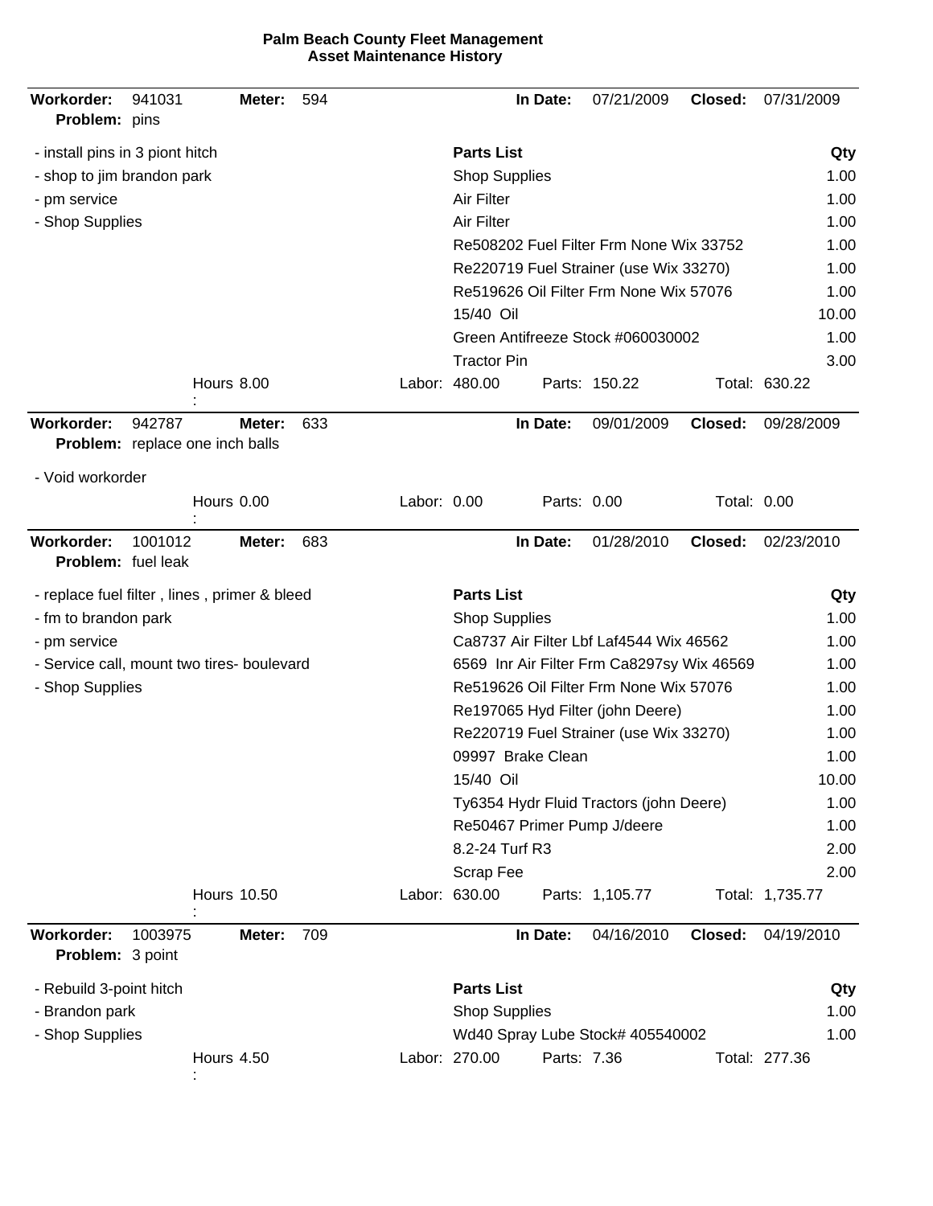**Palm Beach County Fleet Management**
**Asset Maintenance History**

---

**Workorder:** 941031 **Meter:** 594 **In Date:** 07/21/2009 **Closed:** 07/31/2009
**Problem:** pins

- install pins in 3 piont hitch
- shop to jim brandon park
- pm service
- Shop Supplies

| Parts List | Qty |
|---|---|
| Shop Supplies | 1.00 |
| Air Filter | 1.00 |
| Air Filter | 1.00 |
| Re508202 Fuel Filter Frm None Wix 33752 | 1.00 |
| Re220719 Fuel Strainer (use Wix 33270) | 1.00 |
| Re519626 Oil Filter Frm None Wix 57076 | 1.00 |
| 15/40 Oil | 10.00 |
| Green Antifreeze Stock #060030002 | 1.00 |
| Tractor Pin | 3.00 |

Hours: 8.00 Labor: 480.00 Parts: 150.22 Total: 630.22

---

**Workorder:** 942787 **Meter:** 633 **In Date:** 09/01/2009 **Closed:** 09/28/2009
**Problem:** replace one inch balls

- Void workorder

Hours: 0.00 Labor: 0.00 Parts: 0.00 Total: 0.00

---

**Workorder:** 1001012 **Meter:** 683 **In Date:** 01/28/2010 **Closed:** 02/23/2010
**Problem:** fuel leak

- replace fuel filter , lines , primer & bleed
- fm to brandon park
- pm service
- Service call, mount two tires- boulevard
- Shop Supplies

| Parts List | Qty |
|---|---|
| Shop Supplies | 1.00 |
| Ca8737 Air Filter Lbf Laf4544 Wix 46562 | 1.00 |
| 6569 Inr Air Filter Frm Ca8297sy Wix 46569 | 1.00 |
| Re519626 Oil Filter Frm None Wix 57076 | 1.00 |
| Re197065 Hyd Filter (john Deere) | 1.00 |
| Re220719 Fuel Strainer (use Wix 33270) | 1.00 |
| 09997 Brake Clean | 1.00 |
| 15/40 Oil | 10.00 |
| Ty6354 Hydr Fluid Tractors (john Deere) | 1.00 |
| Re50467 Primer Pump J/deere | 1.00 |
| 8.2-24 Turf R3 | 2.00 |
| Scrap Fee | 2.00 |

Hours: 10.50 Labor: 630.00 Parts: 1,105.77 Total: 1,735.77

---

**Workorder:** 1003975 **Meter:** 709 **In Date:** 04/16/2010 **Closed:** 04/19/2010
**Problem:** 3 point

- Rebuild 3-point hitch
- Brandon park
- Shop Supplies

| Parts List | Qty |
|---|---|
| Shop Supplies | 1.00 |
| Wd40 Spray Lube Stock# 405540002 | 1.00 |

Hours: 4.50 Labor: 270.00 Parts: 7.36 Total: 277.36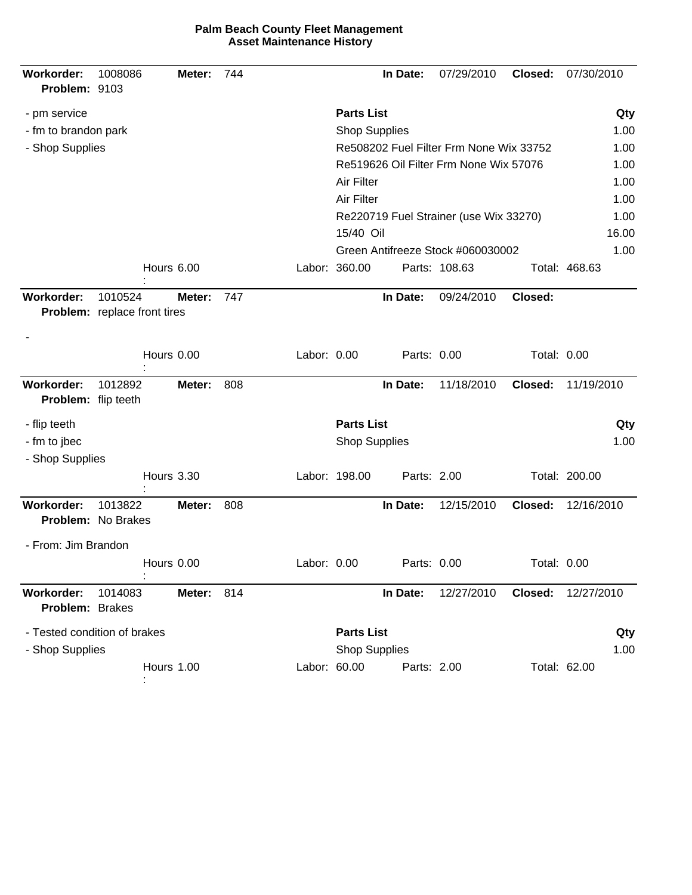**Palm Beach County Fleet Management**
**Asset Maintenance History**

---

**Workorder:** 1008086 **Meter:** 744 **In Date:** 07/29/2010 **Closed:** 07/30/2010
**Problem:** 9103

- pm service
- fm to brandon park
- Shop Supplies

| Parts List | Qty |
|---|---|
| Shop Supplies | 1.00 |
| Re508202 Fuel Filter Frm None Wix 33752 | 1.00 |
| Re519626 Oil Filter Frm None Wix 57076 | 1.00 |
| Air Filter | 1.00 |
| Air Filter | 1.00 |
| Re220719 Fuel Strainer (use Wix 33270) | 1.00 |
| 15/40 Oil | 16.00 |
| Green Antifreeze Stock #060030002 | 1.00 |

Hours: 6.00 Labor: 360.00 Parts: 108.63 Total: 468.63

---

**Workorder:** 1010524 **Meter:** 747 **In Date:** 09/24/2010 **Closed:**
**Problem:** replace front tires

-

Hours: 0.00 Labor: 0.00 Parts: 0.00 Total: 0.00

---

**Workorder:** 1012892 **Meter:** 808 **In Date:** 11/18/2010 **Closed:** 11/19/2010
**Problem:** flip teeth

- flip teeth
- fm to jbec
- Shop Supplies

| Parts List | Qty |
|---|---|
| Shop Supplies | 1.00 |

Hours: 3.30 Labor: 198.00 Parts: 2.00 Total: 200.00

---

**Workorder:** 1013822 **Meter:** 808 **In Date:** 12/15/2010 **Closed:** 12/16/2010
**Problem:** No Brakes

- From: Jim Brandon

Hours: 0.00 Labor: 0.00 Parts: 0.00 Total: 0.00

---

**Workorder:** 1014083 **Meter:** 814 **In Date:** 12/27/2010 **Closed:** 12/27/2010
**Problem:** Brakes

- Tested condition of brakes
- Shop Supplies

| Parts List | Qty |
|---|---|
| Shop Supplies | 1.00 |

Hours: 1.00 Labor: 60.00 Parts: 2.00 Total: 62.00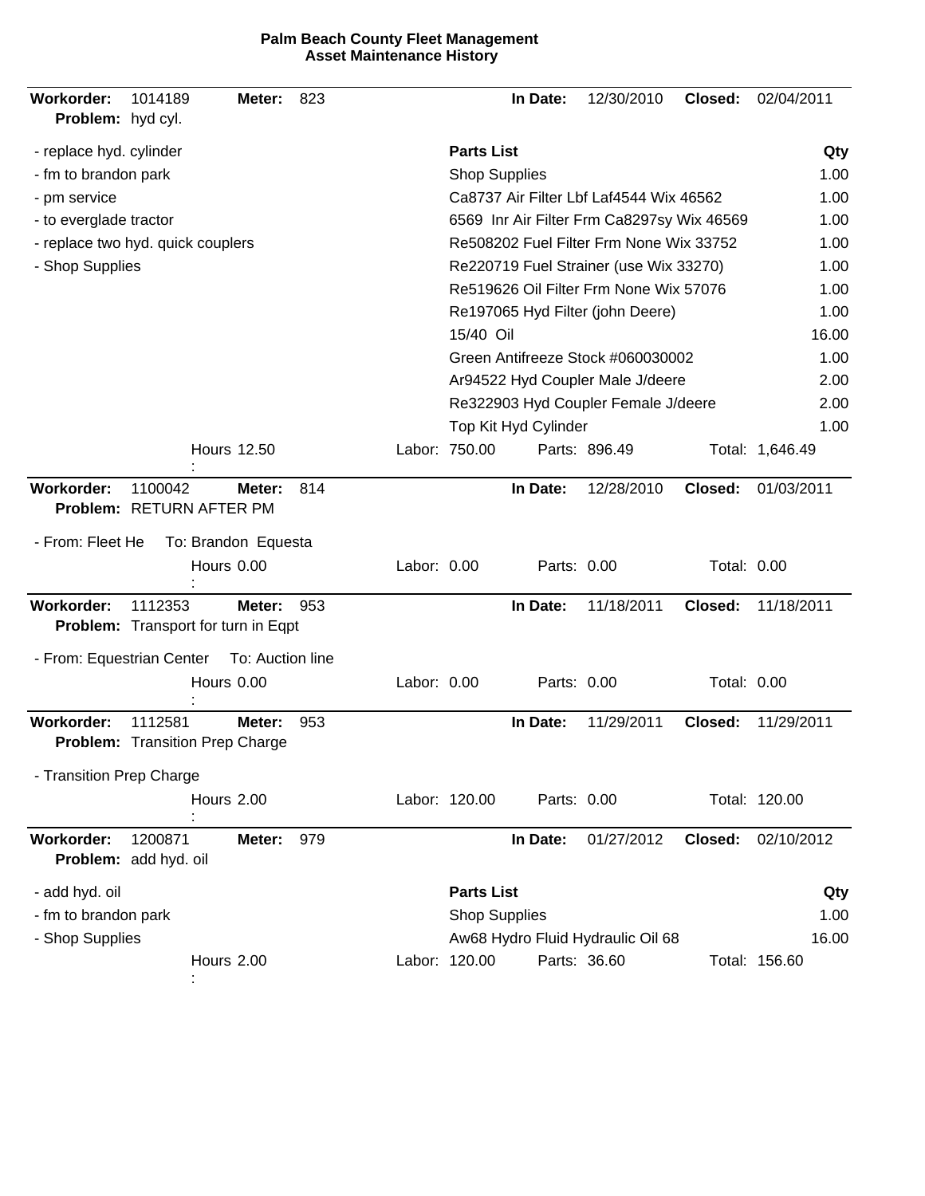**Palm Beach County Fleet Management**
**Asset Maintenance History**

---

**Workorder:** 1014189 **Meter:** 823 **In Date:** 12/30/2010 **Closed:** 02/04/2011
**Problem:** hyd cyl.

- replace hyd. cylinder
- fm to brandon park
- pm service
- to everglade tractor
- replace two hyd. quick couplers
- Shop Supplies

| Parts List | Qty |
|---|---|
| Shop Supplies | 1.00 |
| Ca8737 Air Filter Lbf Laf4544 Wix 46562 | 1.00 |
| 6569 Inr Air Filter Frm Ca8297sy Wix 46569 | 1.00 |
| Re508202 Fuel Filter Frm None Wix 33752 | 1.00 |
| Re220719 Fuel Strainer (use Wix 33270) | 1.00 |
| Re519626 Oil Filter Frm None Wix 57076 | 1.00 |
| Re197065 Hyd Filter (john Deere) | 1.00 |
| 15/40 Oil | 16.00 |
| Green Antifreeze Stock #060030002 | 1.00 |
| Ar94522 Hyd Coupler Male J/deere | 2.00 |
| Re322903 Hyd Coupler Female J/deere | 2.00 |
| Top Kit Hyd Cylinder | 1.00 |

Hours: 12.50 Labor: 750.00 Parts: 896.49 Total: 1,646.49

---

**Workorder:** 1100042 **Meter:** 814 **In Date:** 12/28/2010 **Closed:** 01/03/2011
**Problem:** RETURN AFTER PM

- From: Fleet He To: Brandon Equesta

Hours: 0.00 Labor: 0.00 Parts: 0.00 Total: 0.00

---

**Workorder:** 1112353 **Meter:** 953 **In Date:** 11/18/2011 **Closed:** 11/18/2011
**Problem:** Transport for turn in Eqpt

- From: Equestrian Center To: Auction line

Hours: 0.00 Labor: 0.00 Parts: 0.00 Total: 0.00

---

**Workorder:** 1112581 **Meter:** 953 **In Date:** 11/29/2011 **Closed:** 11/29/2011
**Problem:** Transition Prep Charge

- Transition Prep Charge

Hours: 2.00 Labor: 120.00 Parts: 0.00 Total: 120.00

---

**Workorder:** 1200871 **Meter:** 979 **In Date:** 01/27/2012 **Closed:** 02/10/2012
**Problem:** add hyd. oil

- add hyd. oil
- fm to brandon park
- Shop Supplies

| Parts List | Qty |
|---|---|
| Shop Supplies | 1.00 |
| Aw68 Hydro Fluid Hydraulic Oil 68 | 16.00 |

Hours: 2.00 Labor: 120.00 Parts: 36.60 Total: 156.60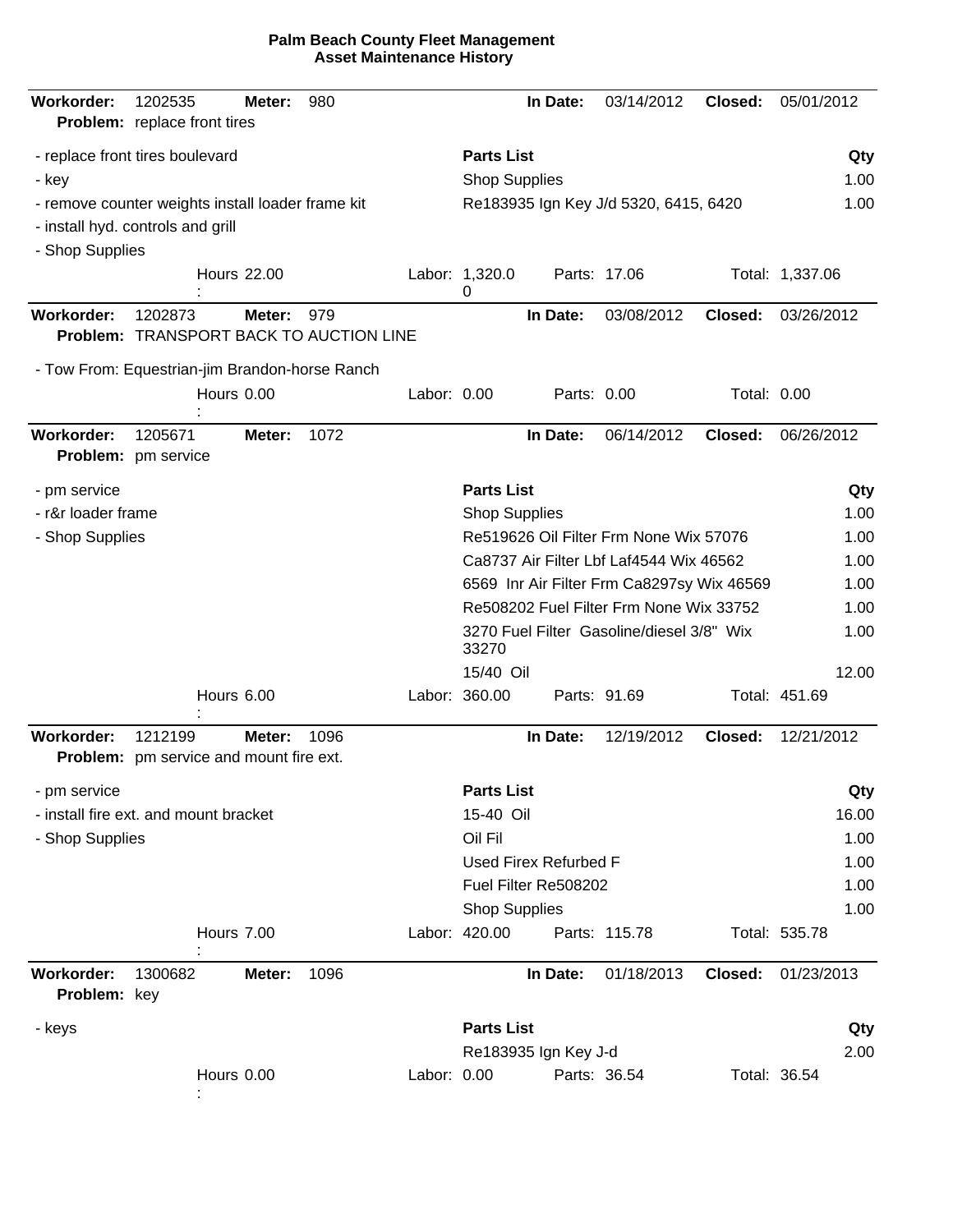**Palm Beach County Fleet Management**
**Asset Maintenance History**

---

**Workorder:** 1202535 **Meter:** 980 **In Date:** 03/14/2012 **Closed:** 05/01/2012
**Problem:** replace front tires

- replace front tires boulevard
- key
- remove counter weights install loader frame kit
- install hyd. controls and grill
- Shop Supplies

| Parts List | Qty |
|---|---|
| Shop Supplies | 1.00 |
| Re183935 Ign Key J/d 5320, 6415, 6420 | 1.00 |

Hours: 22.00 Labor: 1,320.00 Parts: 17.06 Total: 1,337.06

---

**Workorder:** 1202873 **Meter:** 979 **In Date:** 03/08/2012 **Closed:** 03/26/2012
**Problem:** TRANSPORT BACK TO AUCTION LINE

- Tow From: Equestrian-jim Brandon-horse Ranch

Hours: 0.00 Labor: 0.00 Parts: 0.00 Total: 0.00

---

**Workorder:** 1205671 **Meter:** 1072 **In Date:** 06/14/2012 **Closed:** 06/26/2012
**Problem:** pm service

- pm service
- r&r loader frame
- Shop Supplies

| Parts List | Qty |
|---|---|
| Shop Supplies | 1.00 |
| Re519626 Oil Filter Frm None Wix 57076 | 1.00 |
| Ca8737 Air Filter Lbf Laf4544 Wix 46562 | 1.00 |
| 6569 Inr Air Filter Frm Ca8297sy Wix 46569 | 1.00 |
| Re508202 Fuel Filter Frm None Wix 33752 | 1.00 |
| 3270 Fuel Filter Gasoline/diesel 3/8" Wix 33270 | 1.00 |
| 15/40 Oil | 12.00 |

Hours: 6.00 Labor: 360.00 Parts: 91.69 Total: 451.69

---

**Workorder:** 1212199 **Meter:** 1096 **In Date:** 12/19/2012 **Closed:** 12/21/2012
**Problem:** pm service and mount fire ext.

- pm service
- install fire ext. and mount bracket
- Shop Supplies

| Parts List | Qty |
|---|---|
| 15-40 Oil | 16.00 |
| Oil Fil | 1.00 |
| Used Firex Refurbed F | 1.00 |
| Fuel Filter Re508202 | 1.00 |
| Shop Supplies | 1.00 |

Hours: 7.00 Labor: 420.00 Parts: 115.78 Total: 535.78

---

**Workorder:** 1300682 **Meter:** 1096 **In Date:** 01/18/2013 **Closed:** 01/23/2013
**Problem:** key

- keys

| Parts List | Qty |
|---|---|
| Re183935 Ign Key J-d | 2.00 |

Hours: 0.00 Labor: 0.00 Parts: 36.54 Total: 36.54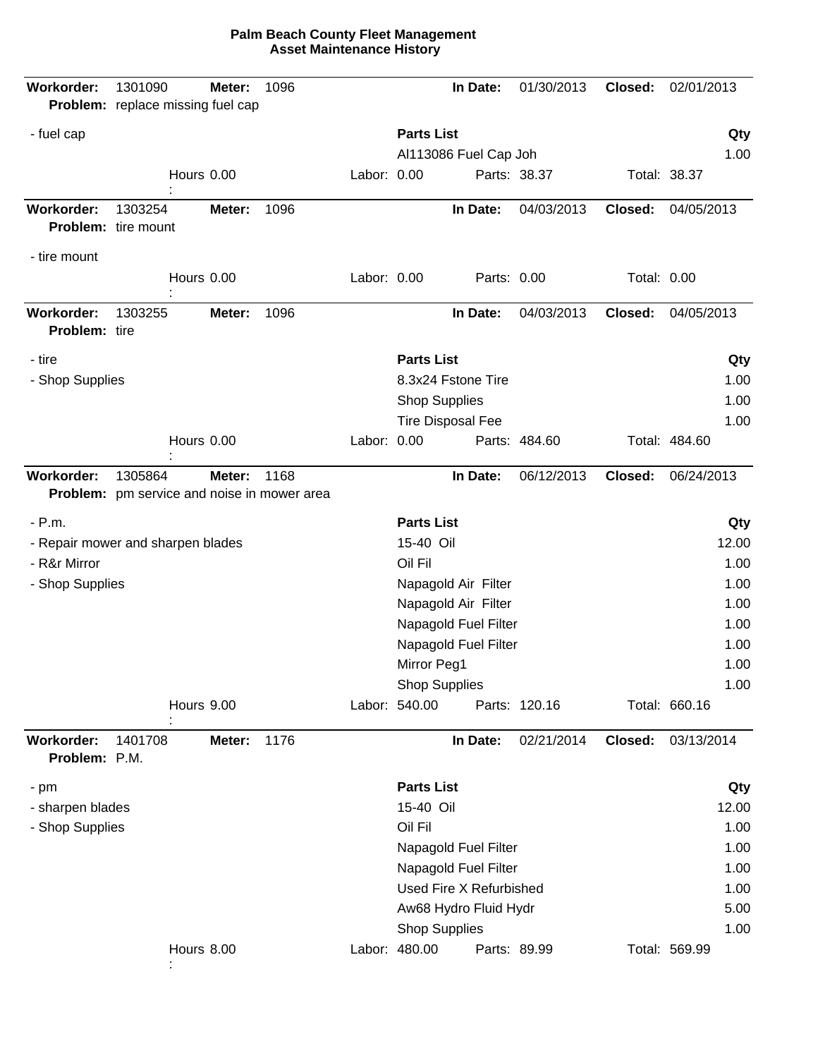# Palm Beach County Fleet Management
## Asset Maintenance History

**Workorder:** 1301090 **Meter:** 1096 **In Date:** 01/30/2013 **Closed:** 02/01/2013
**Problem:** replace missing fuel cap

- fuel cap

| Parts List | Qty |
|---|---|
| Al113086 Fuel Cap Joh | 1.00 |

Hours: 0.00 Labor: 0.00 Parts: 38.37 Total: 38.37

---

**Workorder:** 1303254 **Meter:** 1096 **In Date:** 04/03/2013 **Closed:** 04/05/2013
**Problem:** tire mount

- tire mount

Hours: 0.00 Labor: 0.00 Parts: 0.00 Total: 0.00

---

**Workorder:** 1303255 **Meter:** 1096 **In Date:** 04/03/2013 **Closed:** 04/05/2013
**Problem:** tire

- tire
- Shop Supplies

| Parts List | Qty |
|---|---|
| 8.3x24 Fstone Tire | 1.00 |
| Shop Supplies | 1.00 |
| Tire Disposal Fee | 1.00 |

Hours: 0.00 Labor: 0.00 Parts: 484.60 Total: 484.60

---

**Workorder:** 1305864 **Meter:** 1168 **In Date:** 06/12/2013 **Closed:** 06/24/2013
**Problem:** pm service and noise in mower area

- P.m.
- Repair mower and sharpen blades
- R&r Mirror
- Shop Supplies

| Parts List | Qty |
|---|---|
| 15-40 Oil | 12.00 |
| Oil Fil | 1.00 |
| Napagold Air Filter | 1.00 |
| Napagold Air Filter | 1.00 |
| Napagold Fuel Filter | 1.00 |
| Napagold Fuel Filter | 1.00 |
| Mirror Peg1 | 1.00 |
| Shop Supplies | 1.00 |

Hours: 9.00 Labor: 540.00 Parts: 120.16 Total: 660.16

---

**Workorder:** 1401708 **Meter:** 1176 **In Date:** 02/21/2014 **Closed:** 03/13/2014
**Problem:** P.M.

- pm
- sharpen blades
- Shop Supplies

| Parts List | Qty |
|---|---|
| 15-40 Oil | 12.00 |
| Oil Fil | 1.00 |
| Napagold Fuel Filter | 1.00 |
| Napagold Fuel Filter | 1.00 |
| Used Fire X Refurbished | 1.00 |
| Aw68 Hydro Fluid Hydr | 5.00 |
| Shop Supplies | 1.00 |

Hours: 8.00 Labor: 480.00 Parts: 89.99 Total: 569.99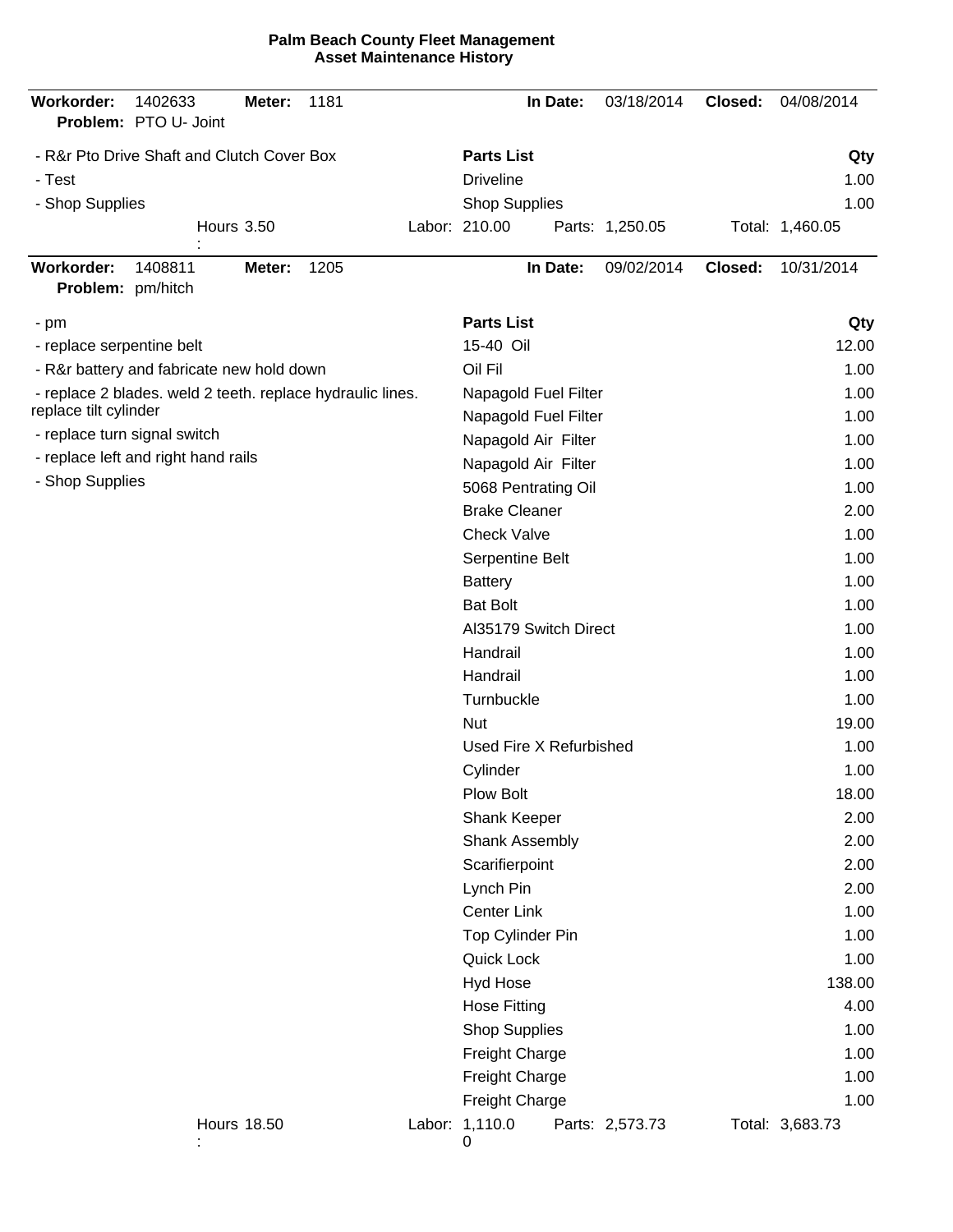**Palm Beach County Fleet Management**
**Asset Maintenance History**

---

**Workorder:** 1402633 **Meter:** 1181 **In Date:** 03/18/2014 **Closed:** 04/08/2014
**Problem:** PTO U- Joint

- R&r Pto Drive Shaft and Clutch Cover Box
- Test
- Shop Supplies

| Parts List | Qty |
|---|---|
| Driveline | 1.00 |
| Shop Supplies | 1.00 |

Hours: 3.50 Labor: 210.00 Parts: 1,250.05 Total: 1,460.05

---

**Workorder:** 1408811 **Meter:** 1205 **In Date:** 09/02/2014 **Closed:** 10/31/2014
**Problem:** pm/hitch

- pm
- replace serpentine belt
- R&r battery and fabricate new hold down
- replace 2 blades. weld 2 teeth. replace hydraulic lines. replace tilt cylinder
- replace turn signal switch
- replace left and right hand rails
- Shop Supplies

| Parts List | Qty |
|---|---|
| 15-40 Oil | 12.00 |
| Oil Fil | 1.00 |
| Napagold Fuel Filter | 1.00 |
| Napagold Fuel Filter | 1.00 |
| Napagold Air Filter | 1.00 |
| Napagold Air Filter | 1.00 |
| 5068 Pentrating Oil | 1.00 |
| Brake Cleaner | 2.00 |
| Check Valve | 1.00 |
| Serpentine Belt | 1.00 |
| Battery | 1.00 |
| Bat Bolt | 1.00 |
| Al35179 Switch Direct | 1.00 |
| Handrail | 1.00 |
| Handrail | 1.00 |
| Turnbuckle | 1.00 |
| Nut | 19.00 |
| Used Fire X Refurbished | 1.00 |
| Cylinder | 1.00 |
| Plow Bolt | 18.00 |
| Shank Keeper | 2.00 |
| Shank Assembly | 2.00 |
| Scarifierpoint | 2.00 |
| Lynch Pin | 2.00 |
| Center Link | 1.00 |
| Top Cylinder Pin | 1.00 |
| Quick Lock | 1.00 |
| Hyd Hose | 138.00 |
| Hose Fitting | 4.00 |
| Shop Supplies | 1.00 |
| Freight Charge | 1.00 |
| Freight Charge | 1.00 |
| Freight Charge | 1.00 |

Hours: 18.50 Labor: 1,110.00 Parts: 2,573.73 Total: 3,683.73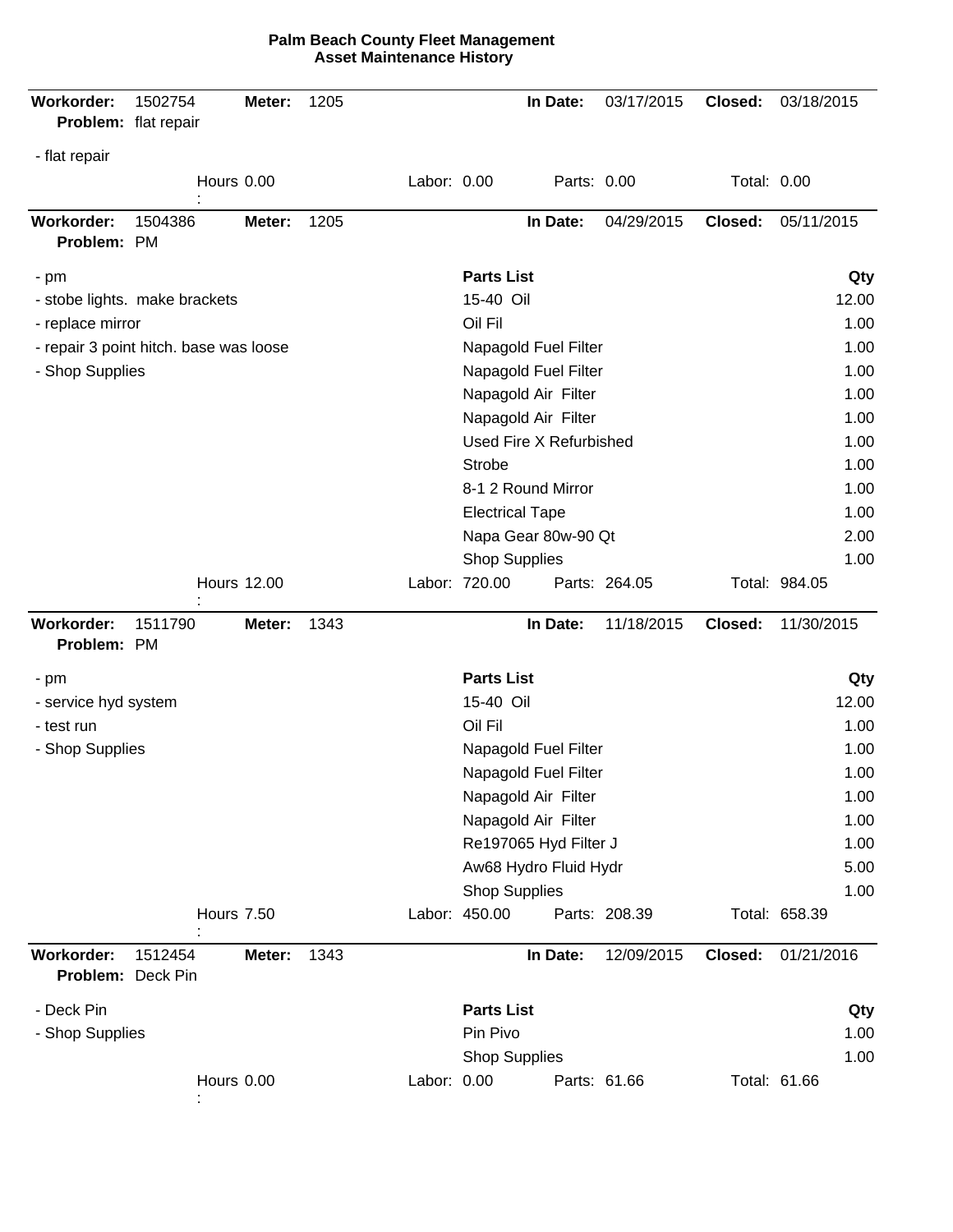# Palm Beach County Fleet Management
## Asset Maintenance History

---

**Workorder:** 1502754 **Meter:** 1205 **In Date:** 03/17/2015 **Closed:** 03/18/2015
**Problem:** flat repair

- flat repair

Hours: 0.00 Labor: 0.00 Parts: 0.00 Total: 0.00

---

**Workorder:** 1504386 **Meter:** 1205 **In Date:** 04/29/2015 **Closed:** 05/11/2015
**Problem:** PM

- pm
- stobe lights. make brackets
- replace mirror
- repair 3 point hitch. base was loose
- Shop Supplies

| Parts List | Qty |
|---|---|
| 15-40 Oil | 12.00 |
| Oil Fil | 1.00 |
| Napagold Fuel Filter | 1.00 |
| Napagold Fuel Filter | 1.00 |
| Napagold Air Filter | 1.00 |
| Napagold Air Filter | 1.00 |
| Used Fire X Refurbished | 1.00 |
| Strobe | 1.00 |
| 8-1 2 Round Mirror | 1.00 |
| Electrical Tape | 1.00 |
| Napa Gear 80w-90 Qt | 2.00 |
| Shop Supplies | 1.00 |

Hours: 12.00 Labor: 720.00 Parts: 264.05 Total: 984.05

---

**Workorder:** 1511790 **Meter:** 1343 **In Date:** 11/18/2015 **Closed:** 11/30/2015
**Problem:** PM

- pm
- service hyd system
- test run
- Shop Supplies

| Parts List | Qty |
|---|---|
| 15-40 Oil | 12.00 |
| Oil Fil | 1.00 |
| Napagold Fuel Filter | 1.00 |
| Napagold Fuel Filter | 1.00 |
| Napagold Air Filter | 1.00 |
| Napagold Air Filter | 1.00 |
| Re197065 Hyd Filter J | 1.00 |
| Aw68 Hydro Fluid Hydr | 5.00 |
| Shop Supplies | 1.00 |

Hours: 7.50 Labor: 450.00 Parts: 208.39 Total: 658.39

---

**Workorder:** 1512454 **Meter:** 1343 **In Date:** 12/09/2015 **Closed:** 01/21/2016
**Problem:** Deck Pin

- Deck Pin
- Shop Supplies

| Parts List | Qty |
|---|---|
| Pin Pivo | 1.00 |
| Shop Supplies | 1.00 |

Hours: 0.00 Labor: 0.00 Parts: 61.66 Total: 61.66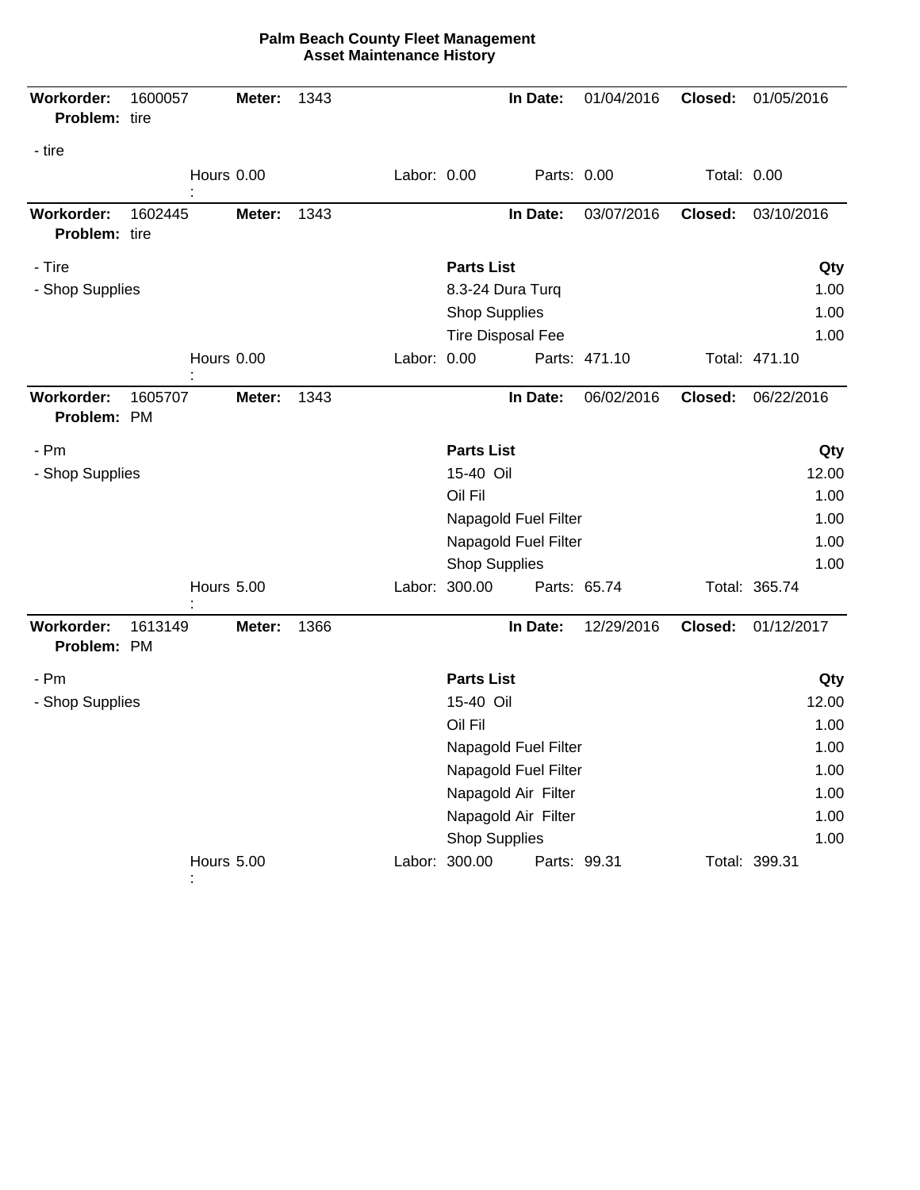**Palm Beach County Fleet Management**
**Asset Maintenance History**

---

**Workorder:** 1600057 **Meter:** 1343 **In Date:** 01/04/2016 **Closed:** 01/05/2016
**Problem:** tire

- tire

Hours: 0.00 Labor: 0.00 Parts: 0.00 Total: 0.00

---

**Workorder:** 1602445 **Meter:** 1343 **In Date:** 03/07/2016 **Closed:** 03/10/2016
**Problem:** tire

- Tire
- Shop Supplies

| Parts List | Qty |
|---|---|
| 8.3-24 Dura Turq | 1.00 |
| Shop Supplies | 1.00 |
| Tire Disposal Fee | 1.00 |

Hours: 0.00 Labor: 0.00 Parts: 471.10 Total: 471.10

---

**Workorder:** 1605707 **Meter:** 1343 **In Date:** 06/02/2016 **Closed:** 06/22/2016
**Problem:** PM

- Pm
- Shop Supplies

| Parts List | Qty |
|---|---|
| 15-40 Oil | 12.00 |
| Oil Fil | 1.00 |
| Napagold Fuel Filter | 1.00 |
| Napagold Fuel Filter | 1.00 |
| Shop Supplies | 1.00 |

Hours: 5.00 Labor: 300.00 Parts: 65.74 Total: 365.74

---

**Workorder:** 1613149 **Meter:** 1366 **In Date:** 12/29/2016 **Closed:** 01/12/2017
**Problem:** PM

- Pm
- Shop Supplies

| Parts List | Qty |
|---|---|
| 15-40 Oil | 12.00 |
| Oil Fil | 1.00 |
| Napagold Fuel Filter | 1.00 |
| Napagold Fuel Filter | 1.00 |
| Napagold Air Filter | 1.00 |
| Napagold Air Filter | 1.00 |
| Shop Supplies | 1.00 |

Hours: 5.00 Labor: 300.00 Parts: 99.31 Total: 399.31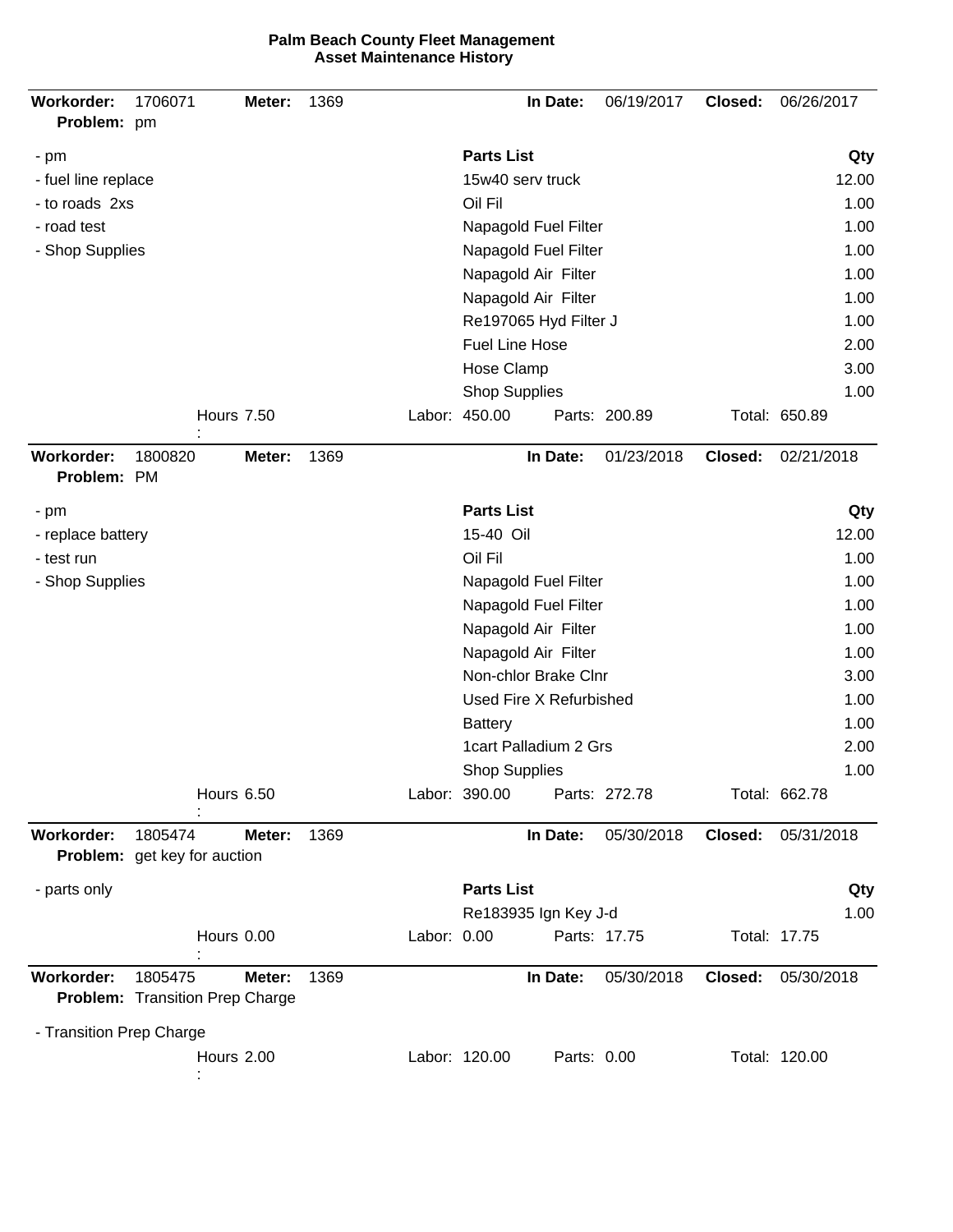**Palm Beach County Fleet Management**
**Asset Maintenance History**

---

**Workorder:** 1706071 **Meter:** 1369 **In Date:** 06/19/2017 **Closed:** 06/26/2017
**Problem:** pm

- pm
- fuel line replace
- to roads 2xs
- road test
- Shop Supplies

| Parts List | Qty |
|---|---|
| 15w40 serv truck | 12.00 |
| Oil Fil | 1.00 |
| Napagold Fuel Filter | 1.00 |
| Napagold Fuel Filter | 1.00 |
| Napagold Air Filter | 1.00 |
| Napagold Air Filter | 1.00 |
| Re197065 Hyd Filter J | 1.00 |
| Fuel Line Hose | 2.00 |
| Hose Clamp | 3.00 |
| Shop Supplies | 1.00 |

Hours: 7.50 Labor: 450.00 Parts: 200.89 Total: 650.89

---

**Workorder:** 1800820 **Meter:** 1369 **In Date:** 01/23/2018 **Closed:** 02/21/2018
**Problem:** PM

- pm
- replace battery
- test run
- Shop Supplies

| Parts List | Qty |
|---|---|
| 15-40 Oil | 12.00 |
| Oil Fil | 1.00 |
| Napagold Fuel Filter | 1.00 |
| Napagold Fuel Filter | 1.00 |
| Napagold Air Filter | 1.00 |
| Napagold Air Filter | 1.00 |
| Non-chlor Brake Clnr | 3.00 |
| Used Fire X Refurbished | 1.00 |
| Battery | 1.00 |
| 1cart Palladium 2 Grs | 2.00 |
| Shop Supplies | 1.00 |

Hours: 6.50 Labor: 390.00 Parts: 272.78 Total: 662.78

---

**Workorder:** 1805474 **Meter:** 1369 **In Date:** 05/30/2018 **Closed:** 05/31/2018
**Problem:** get key for auction

- parts only

| Parts List | Qty |
|---|---|
| Re183935 Ign Key J-d | 1.00 |

Hours: 0.00 Labor: 0.00 Parts: 17.75 Total: 17.75

---

**Workorder:** 1805475 **Meter:** 1369 **In Date:** 05/30/2018 **Closed:** 05/30/2018
**Problem:** Transition Prep Charge

- Transition Prep Charge

Hours: 2.00 Labor: 120.00 Parts: 0.00 Total: 120.00